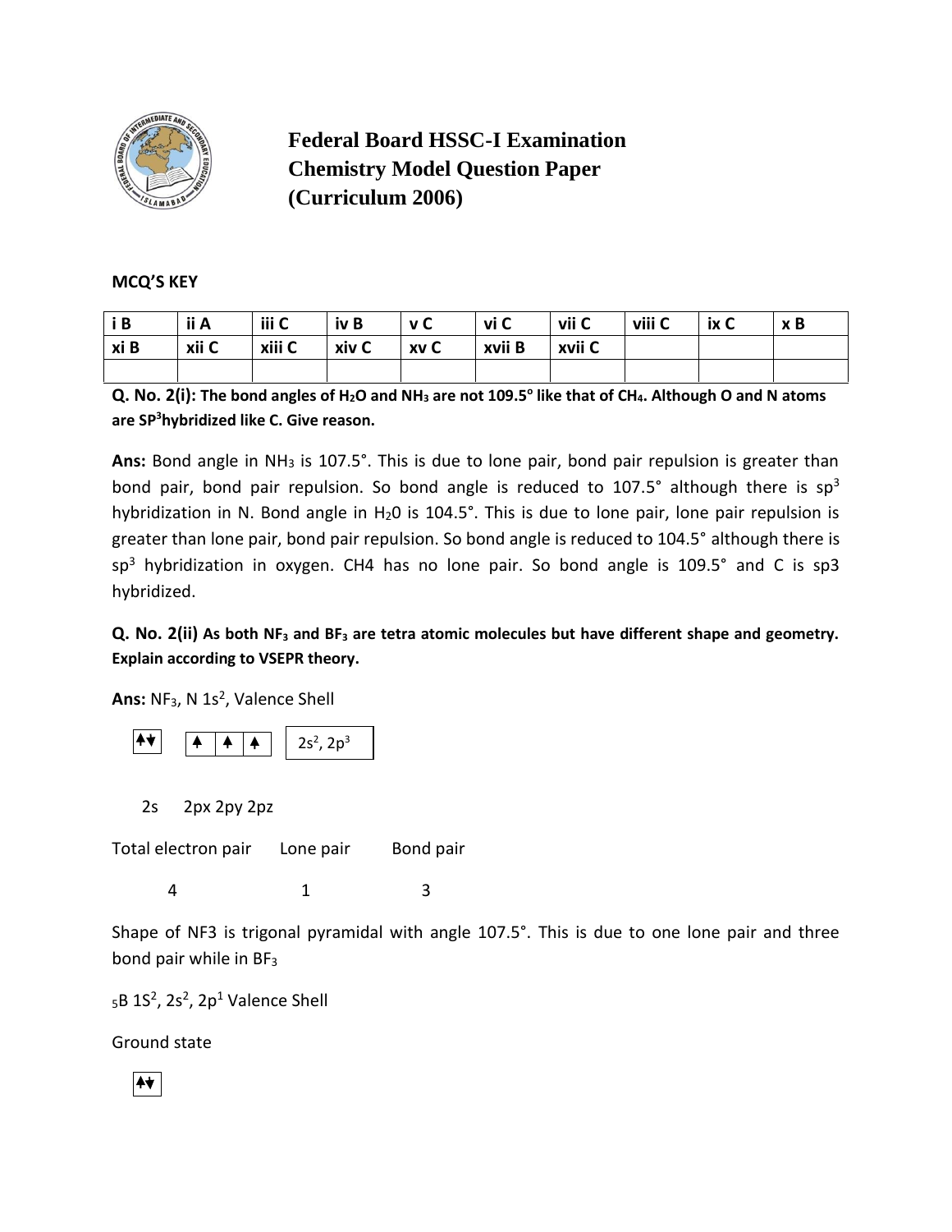# Federal Board HSSC-I Examination
# Chemistry Model Question Paper
# (Curriculum 2006)

**MCQ'S KEY**

| i B | ii A | iii C | iv B | v C | vi C | vii C | viii C | ix C | x B |
|---|---|---|---|---|---|---|---|---|---|
| xi B | xii C | xiii C | xiv C | xv C | xvii B | xvii C | | | |
| | | | | | | | | | |

**Q. No. 2(i): The bond angles of $H_2O$ and $NH_3$ are not 109.5$^o$ like that of $CH_4$. Although O and N atoms are $SP^3$hybridized like C. Give reason.**

**Ans:** Bond angle in $NH_3$ is 107.5°. This is due to lone pair, bond pair repulsion is greater than bond pair, bond pair repulsion. So bond angle is reduced to 107.5° although there is $sp^3$ hybridization in N. Bond angle in $H_20$ is 104.5°. This is due to lone pair, lone pair repulsion is greater than lone pair, bond pair repulsion. So bond angle is reduced to 104.5° although there is $sp^3$ hybridization in oxygen. CH4 has no lone pair. So bond angle is 109.5° and C is sp3 hybridized.

**Q. No. 2(ii) As both $NF_3$ and $BF_3$ are tetra atomic molecules but have different shape and geometry. Explain according to VSEPR theory.**

**Ans:** $NF_3$, N $1s^2$, Valence Shell

| ↑↓ | | ↑ | ↑ | ↑ | | $2s^2$, $2p^3$ |
|---|---|---|---|---|---|---|

2s 2px 2py 2pz

| Total electron pair | Lone pair | Bond pair |
|---|---|---|
| 4 | 1 | 3 |

Shape of NF3 is trigonal pyramidal with angle 107.5°. This is due to one lone pair and three bond pair while in $BF_3$

$_5B$ $1S^2$, $2s^2$, $2p^1$ Valence Shell

Ground state

| ↑↓ |
|---|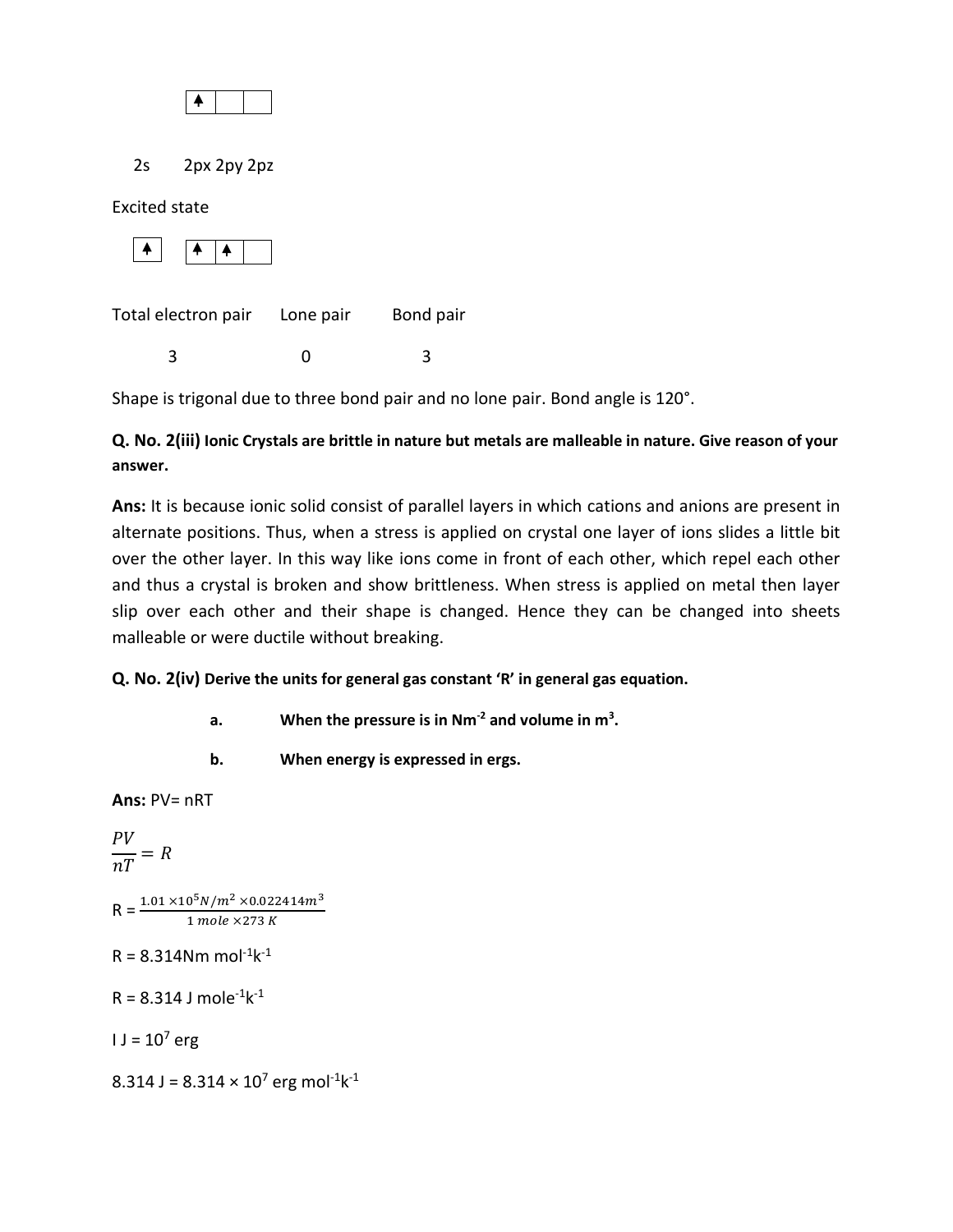| ↑ | | |
|---|---|---|

2s 2px 2py 2pz

Excited state

| ↑ | | ↑ | ↑ | |
|---|---|---|---|---|

| Total electron pair | Lone pair | Bond pair |
|---|---|---|
| 3 | 0 | 3 |

Shape is trigonal due to three bond pair and no lone pair. Bond angle is 120°.

**Q. No. 2(iii) Ionic Crystals are brittle in nature but metals are malleable in nature. Give reason of your answer.**

**Ans:** It is because ionic solid consist of parallel layers in which cations and anions are present in alternate positions. Thus, when a stress is applied on crystal one layer of ions slides a little bit over the other layer. In this way like ions come in front of each other, which repel each other and thus a crystal is broken and show brittleness. When stress is applied on metal then layer slip over each other and their shape is changed. Hence they can be changed into sheets malleable or were ductile without breaking.

**Q. No. 2(iv) Derive the units for general gas constant 'R' in general gas equation.**

**a. When the pressure is in $Nm^{-2}$ and volume in $m^3$.**

**b. When energy is expressed in ergs.**

**Ans:** PV= nRT

$$\frac{PV}{nT} = R$$

$$R = \frac{1.01 \times 10^5 N/m^2 \times 0.022414 m^3}{1\ mole \times 273\ K}$$

$R = 8.314 Nm\ mol^{-1}k^{-1}$

$R = 8.314\ J\ mole^{-1}k^{-1}$

I J = $10^7$ erg

$8.314\ J = 8.314 \times 10^7\ erg\ mol^{-1}k^{-1}$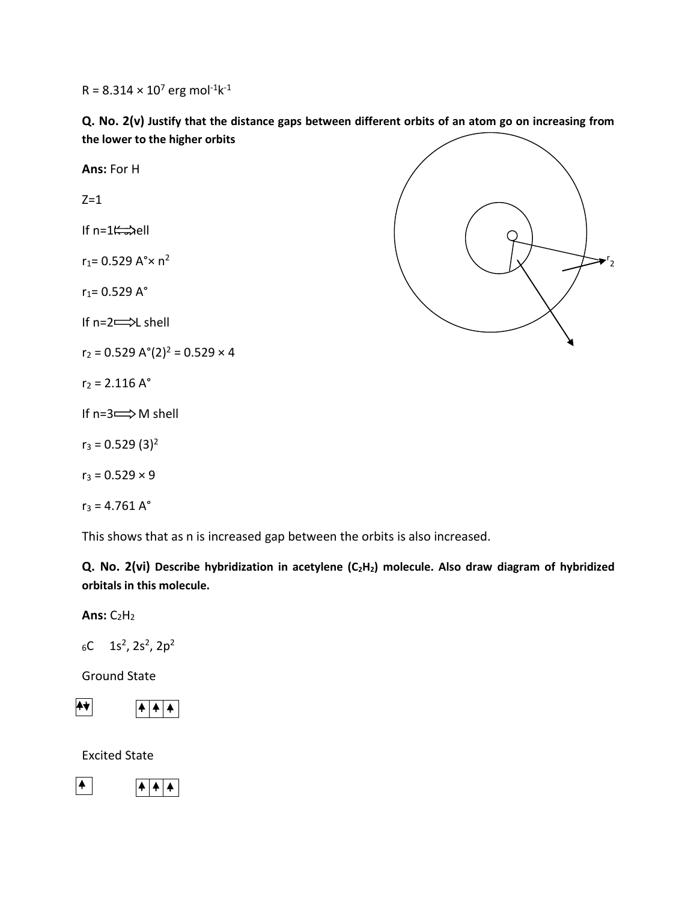R = 8.314 × $10^7$ erg $mol^{-1}k^{-1}$

**Q. No. 2(v) Justify that the distance gaps between different orbits of an atom go on increasing from the lower to the higher orbits**

**Ans:** For H

Z=1

If n=1 ⟺ K shell

$r_1$= 0.529 A°× $n^2$

$r_1$= 0.529 A°

If n=2 ⟹ L shell

$r_2$ = 0.529 A°$(2)^2$ = 0.529 × 4

$r_2$ = 2.116 A°

If n=3 ⟹ M shell

$r_3$ = 0.529 $(3)^2$

$r_3$ = 0.529 × 9

$r_3$ = 4.761 A°

This shows that as n is increased gap between the orbits is also increased.

**Q. No. 2(vi) Describe hybridization in acetylene ($C_2H_2$) molecule. Also draw diagram of hybridized orbitals in this molecule.**

**Ans:** $C_2H_2$

$_6C$ $1s^2, 2s^2, 2p^2$

Ground State

| ↑↓ |

| ↑ | ↑ | ↑ |

Excited State

| ↑ |

| ↑ | ↑ | ↑ |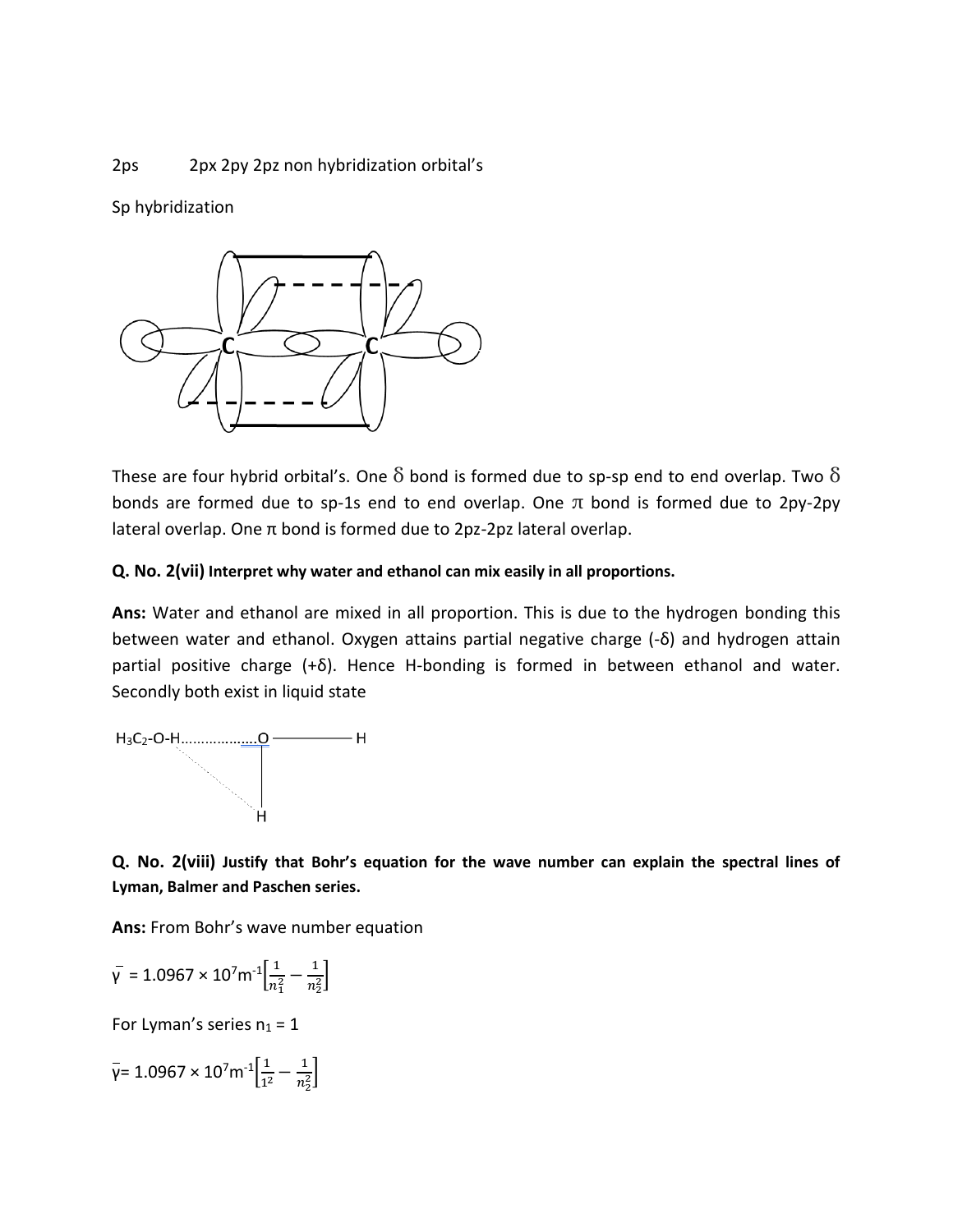2ps 2px 2py 2pz non hybridization orbital's

Sp hybridization

These are four hybrid orbital's. One δ bond is formed due to sp-sp end to end overlap. Two δ bonds are formed due to sp-1s end to end overlap. One π bond is formed due to 2py-2py lateral overlap. One π bond is formed due to 2pz-2pz lateral overlap.

**Q. No. 2(vii) Interpret why water and ethanol can mix easily in all proportions.**

**Ans:** Water and ethanol are mixed in all proportion. This is due to the hydrogen bonding this between water and ethanol. Oxygen attains partial negative charge (-δ) and hydrogen attain partial positive charge (+δ). Hence H-bonding is formed in between ethanol and water. Secondly both exist in liquid state

$H_3C_2$-O-H………………O ——— H

|

H

**Q. No. 2(viii) Justify that Bohr's equation for the wave number can explain the spectral lines of Lyman, Balmer and Paschen series.**

**Ans:** From Bohr's wave number equation

$$\bar{\gamma} = 1.0967 \times 10^7 m^{-1}\left[\frac{1}{n_1^2} - \frac{1}{n_2^2}\right]$$

For Lyman's series $n_1 = 1$

$$\bar{\gamma} = 1.0967 \times 10^7 m^{-1}\left[\frac{1}{1^2} - \frac{1}{n_2^2}\right]$$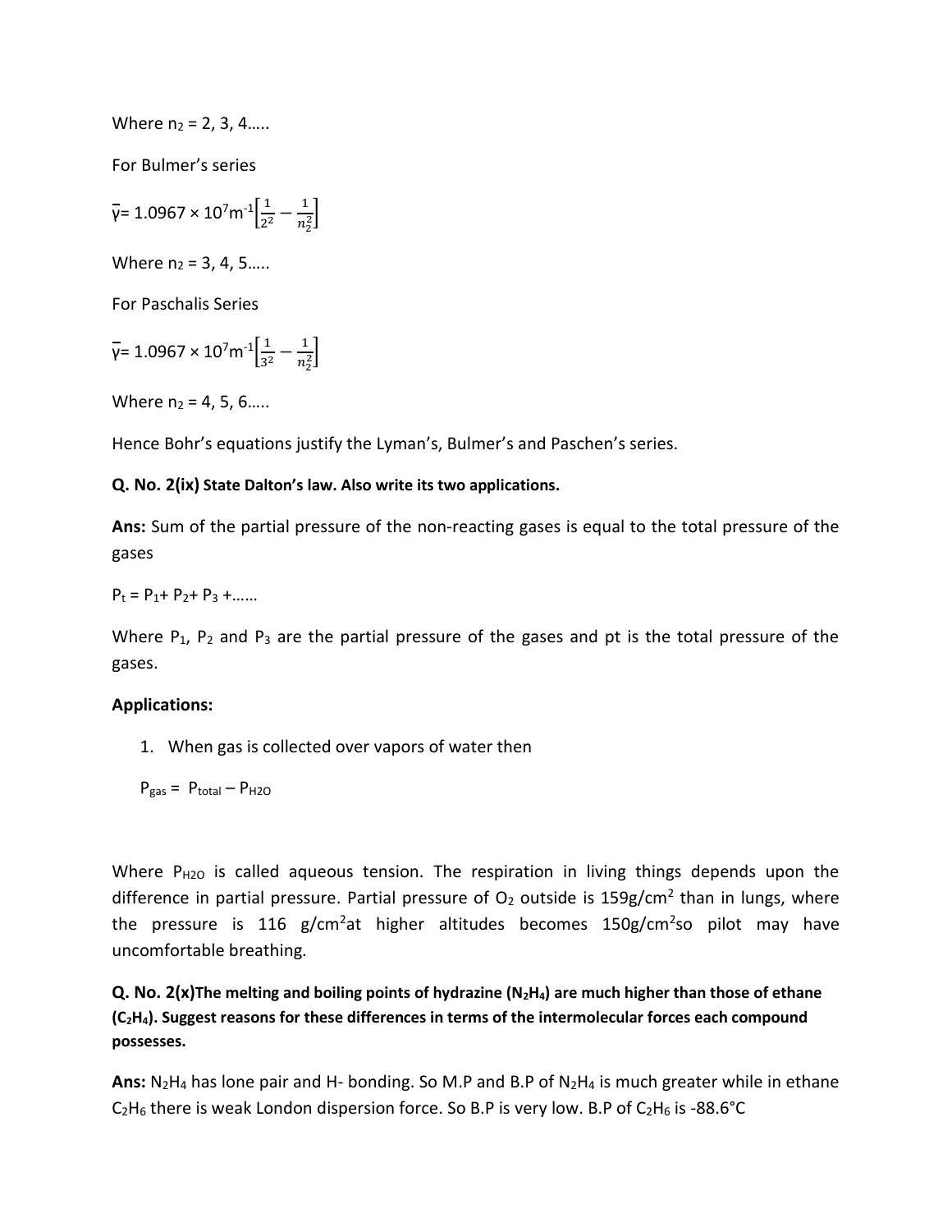Where $n_2$ = 2, 3, 4…..

For Bulmer's series

$$\bar{\gamma} = 1.0967 \times 10^7 m^{-1}\left[\frac{1}{2^2} - \frac{1}{n_2^2}\right]$$

Where $n_2$ = 3, 4, 5…..

For Paschalis Series

$$\bar{\gamma} = 1.0967 \times 10^7 m^{-1}\left[\frac{1}{3^2} - \frac{1}{n_2^2}\right]$$

Where $n_2$ = 4, 5, 6…..

Hence Bohr's equations justify the Lyman's, Bulmer's and Paschen's series.

**Q. No. 2(ix) State Dalton's law. Also write its two applications.**

**Ans:** Sum of the partial pressure of the non-reacting gases is equal to the total pressure of the gases

$P_t = P_1 + P_2 + P_3 + \ldots\ldots$

Where $P_1$, $P_2$ and $P_3$ are the partial pressure of the gases and pt is the total pressure of the gases.

**Applications:**

1. When gas is collected over vapors of water then

$P_{gas} = P_{total} - P_{H2O}$

Where $P_{H2O}$ is called aqueous tension. The respiration in living things depends upon the difference in partial pressure. Partial pressure of $O_2$ outside is 159g/cm$^2$ than in lungs, where the pressure is 116 g/cm$^2$at higher altitudes becomes 150g/cm$^2$so pilot may have uncomfortable breathing.

**Q. No. 2(x)The melting and boiling points of hydrazine ($N_2H_4$) are much higher than those of ethane ($C_2H_4$). Suggest reasons for these differences in terms of the intermolecular forces each compound possesses.**

**Ans:** $N_2H_4$ has lone pair and H- bonding. So M.P and B.P of $N_2H_4$ is much greater while in ethane $C_2H_6$ there is weak London dispersion force. So B.P is very low. B.P of $C_2H_6$ is -88.6°C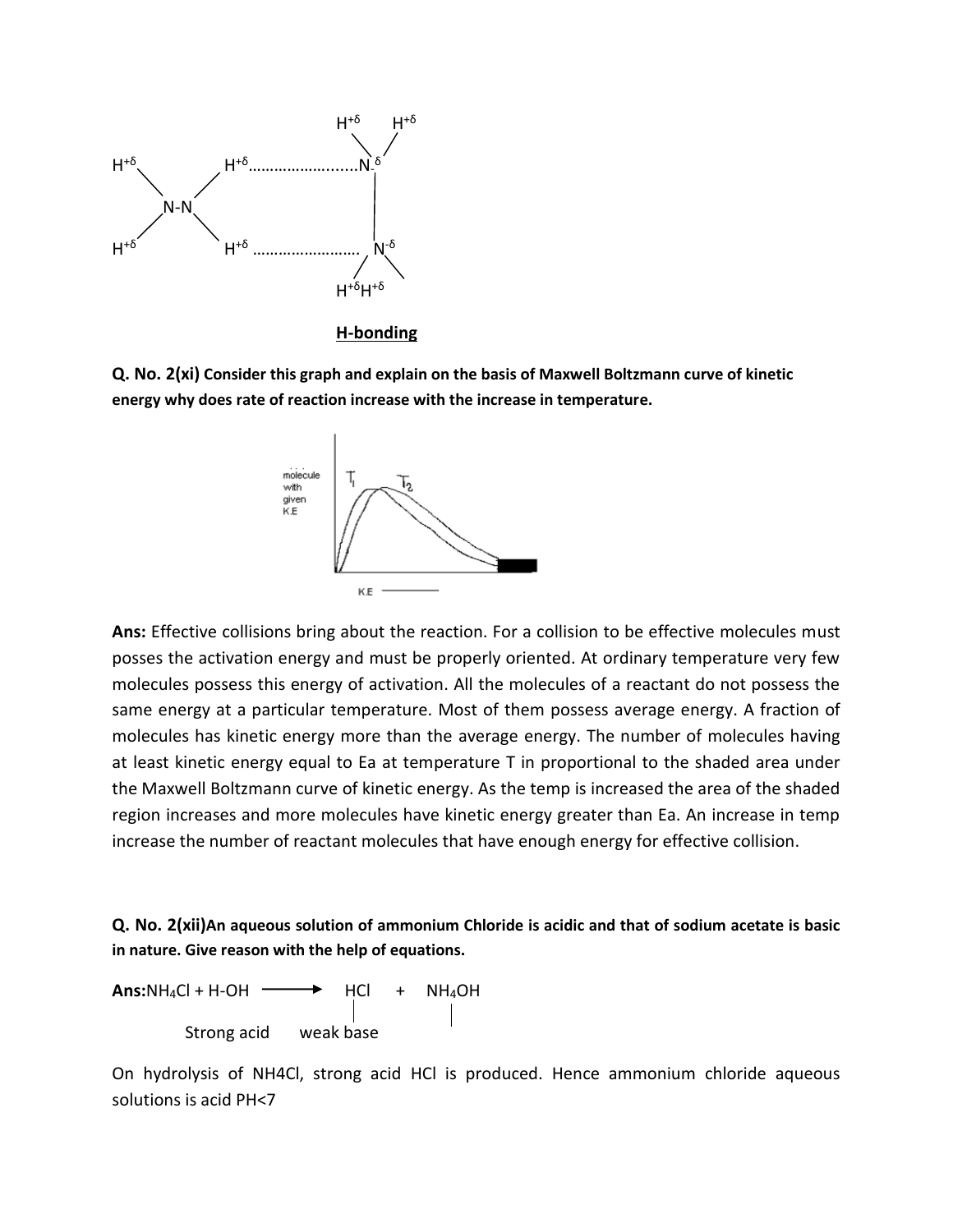**H-bonding**

**Q. No. 2(xi) Consider this graph and explain on the basis of Maxwell Boltzmann curve of kinetic energy why does rate of reaction increase with the increase in temperature.**

**Ans:** Effective collisions bring about the reaction. For a collision to be effective molecules must posses the activation energy and must be properly oriented. At ordinary temperature very few molecules possess this energy of activation. All the molecules of a reactant do not possess the same energy at a particular temperature. Most of them possess average energy. A fraction of molecules has kinetic energy more than the average energy. The number of molecules having at least kinetic energy equal to Ea at temperature T in proportional to the shaded area under the Maxwell Boltzmann curve of kinetic energy. As the temp is increased the area of the shaded region increases and more molecules have kinetic energy greater than Ea. An increase in temp increase the number of reactant molecules that have enough energy for effective collision.

**Q. No. 2(xii)An aqueous solution of ammonium Chloride is acidic and that of sodium acetate is basic in nature. Give reason with the help of equations.**

**Ans:** $NH_4Cl + H\text{-}OH \longrightarrow HCl + NH_4OH$

Strong acid (HCl) weak base ($NH_4OH$)

On hydrolysis of NH4Cl, strong acid HCl is produced. Hence ammonium chloride aqueous solutions is acid PH<7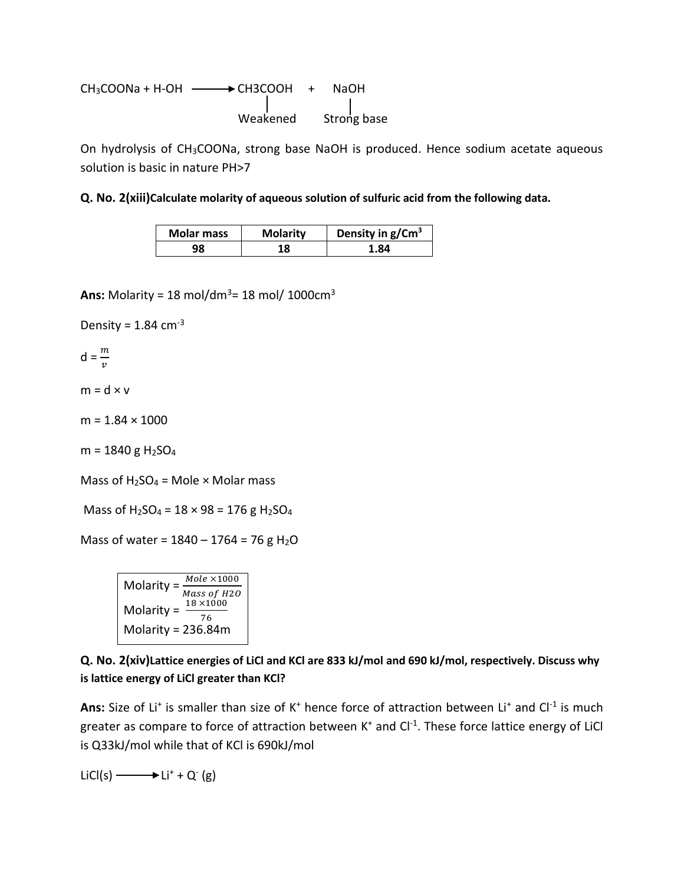$CH_3COONa + H\text{-}OH \longrightarrow CH3COOH + NaOH$

| CH3COOH | NaOH |
|---|---|
| Weakened | Strong base |

On hydrolysis of $CH_3COONa$, strong base NaOH is produced. Hence sodium acetate aqueous solution is basic in nature PH>7

**Q. No. 2(xiii)Calculate molarity of aqueous solution of sulfuric acid from the following data.**

| Molar mass | Molarity | Density in g/Cm$^3$ |
|---|---|---|
| 98 | 18 | 1.84 |

**Ans:** Molarity = 18 mol/dm$^3$= 18 mol/ 1000cm$^3$

Density = 1.84 cm$^{-3}$

$d = \frac{m}{v}$

m = d × v

m = 1.84 × 1000

m = 1840 g $H_2SO_4$

Mass of $H_2SO_4$ = Mole × Molar mass

Mass of $H_2SO_4$ = 18 × 98 = 176 g $H_2SO_4$

Mass of water = 1840 – 1764 = 76 g $H_2O$

$$\text{Molarity} = \frac{Mole \times 1000}{Mass\ of\ H2O}$$

$$\text{Molarity} = \frac{18 \times 1000}{76}$$

Molarity = 236.84m

**Q. No. 2(xiv)Lattice energies of LiCl and KCl are 833 kJ/mol and 690 kJ/mol, respectively. Discuss why is lattice energy of LiCl greater than KCl?**

**Ans:** Size of $Li^+$ is smaller than size of $K^+$ hence force of attraction between $Li^+$ and $Cl^{-1}$ is much greater as compare to force of attraction between $K^+$ and $Cl^{-1}$. These force lattice energy of LiCl is Q33kJ/mol while that of KCl is 690kJ/mol

$LiCl(s) \longrightarrow Li^+ + Q^- (g)$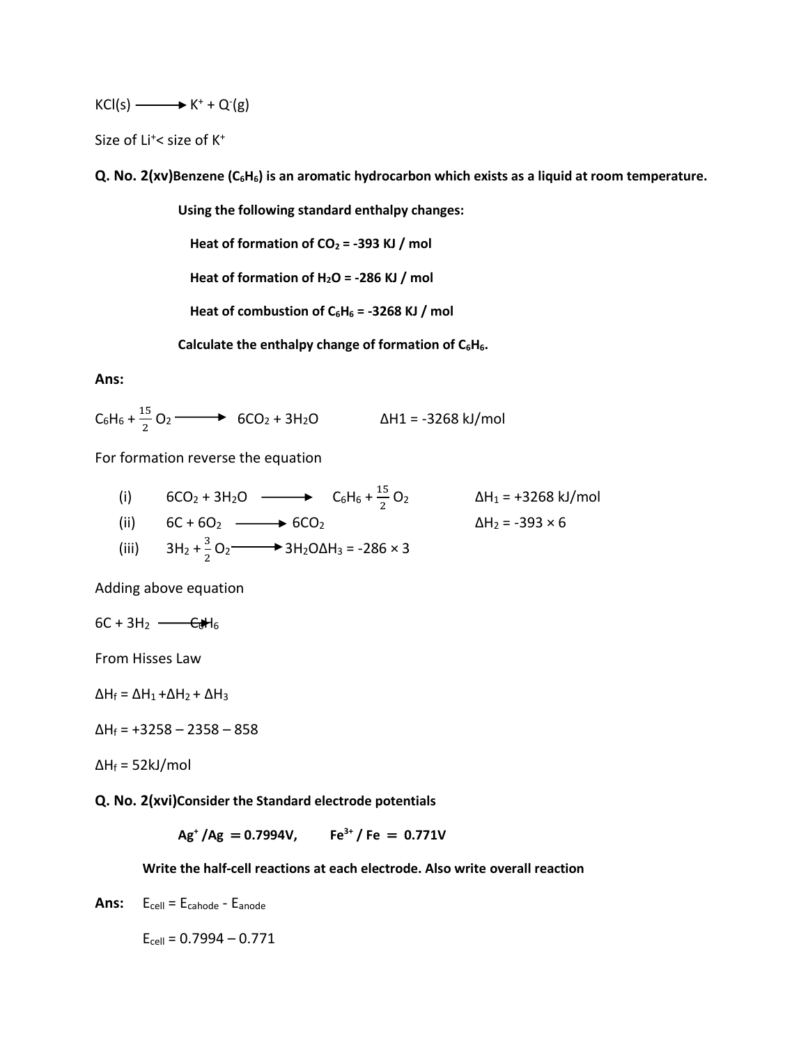$KCl(s) \longrightarrow K^+ + Q^-(g)$

Size of $Li^+$< size of $K^+$

**Q. No. 2(xv)Benzene ($C_6H_6$) is an aromatic hydrocarbon which exists as a liquid at room temperature.**

**Using the following standard enthalpy changes:**

**Heat of formation of $CO_2$ = -393 KJ / mol**

**Heat of formation of $H_2O$ = -286 KJ / mol**

**Heat of combustion of $C_6H_6$ = -3268 KJ / mol**

**Calculate the enthalpy change of formation of $C_6H_6$.**

**Ans:**

$C_6H_6 + \frac{15}{2} O_2 \longrightarrow 6CO_2 + 3H_2O$ $\quad\quad \Delta H1 = -3268$ kJ/mol

For formation reverse the equation

(i) $\quad 6CO_2 + 3H_2O \longrightarrow C_6H_6 + \frac{15}{2} O_2$ $\quad\quad \Delta H_1 = +3268$ kJ/mol

(ii) $\quad 6C + 6O_2 \longrightarrow 6CO_2$ $\quad\quad \Delta H_2 = -393 \times 6$

(iii) $\quad 3H_2 + \frac{3}{2} O_2 \longrightarrow 3H_2O \Delta H_3 = -286 \times 3$

Adding above equation

$6C + 3H_2 \longrightarrow C_6H_6$

From Hisses Law

$\Delta H_f = \Delta H_1 + \Delta H_2 + \Delta H_3$

$\Delta H_f = +3258 - 2358 - 858$

$\Delta H_f = 52$kJ/mol

**Q. No. 2(xvi)Consider the Standard electrode potentials**

**$Ag^+ / Ag = 0.7994V$, $\quad Fe^{3+} / Fe = 0.771V$**

**Write the half-cell reactions at each electrode. Also write overall reaction**

**Ans:** $\quad E_{cell} = E_{cahode} - E_{anode}$

$E_{cell} = 0.7994 - 0.771$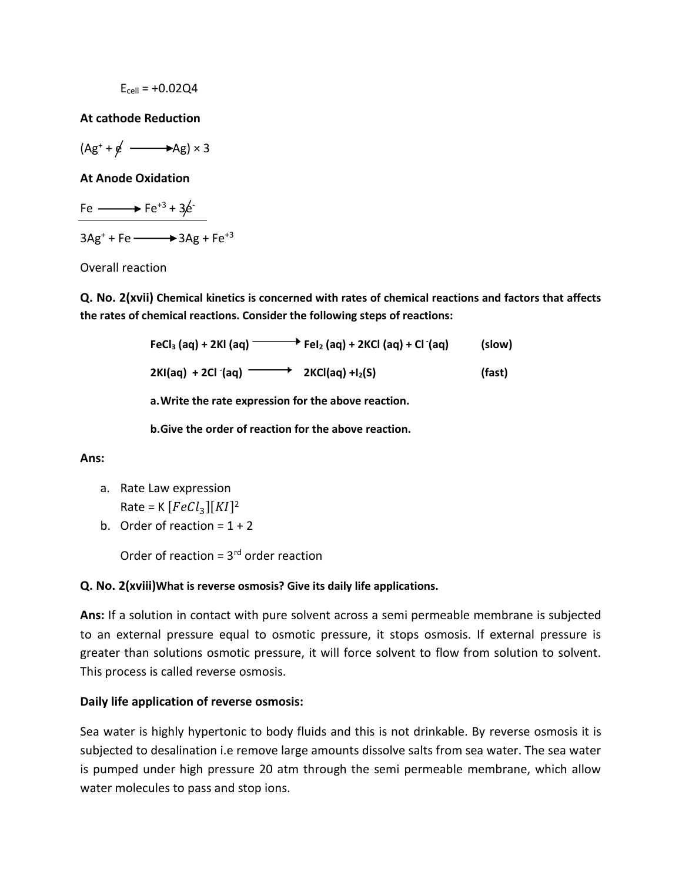$E_{cell} = +0.02Q4$

**At cathode Reduction**

$(Ag^+ + \not{e} \longrightarrow Ag) \times 3$

**At Anode Oxidation**

$Fe \longrightarrow Fe^{+3} + 3\not{e}^-$

$3Ag^+ + Fe \longrightarrow 3Ag + Fe^{+3}$

Overall reaction

**Q. No. 2(xvii) Chemical kinetics is concerned with rates of chemical reactions and factors that affects the rates of chemical reactions. Consider the following steps of reactions:**

$$FeCl_3\,(aq) + 2KI\,(aq) \longrightarrow FeI_2\,(aq) + 2KCl\,(aq) + Cl^-(aq) \quad \textbf{(slow)}$$

$$2KI(aq) + 2Cl^-(aq) \longrightarrow 2KCl(aq) + I_2(S) \quad \textbf{(fast)}$$

**a. Write the rate expression for the above reaction.**

**b. Give the order of reaction for the above reaction.**

**Ans:**

a. Rate Law expression
   Rate = K $[FeCl_3][KI]^2$
b. Order of reaction = 1 + 2

   Order of reaction = 3rd order reaction

**Q. No. 2(xviii) What is reverse osmosis? Give its daily life applications.**

**Ans:** If a solution in contact with pure solvent across a semi permeable membrane is subjected to an external pressure equal to osmotic pressure, it stops osmosis. If external pressure is greater than solutions osmotic pressure, it will force solvent to flow from solution to solvent. This process is called reverse osmosis.

**Daily life application of reverse osmosis:**

Sea water is highly hypertonic to body fluids and this is not drinkable. By reverse osmosis it is subjected to desalination i.e remove large amounts dissolve salts from sea water. The sea water is pumped under high pressure 20 atm through the semi permeable membrane, which allow water molecules to pass and stop ions.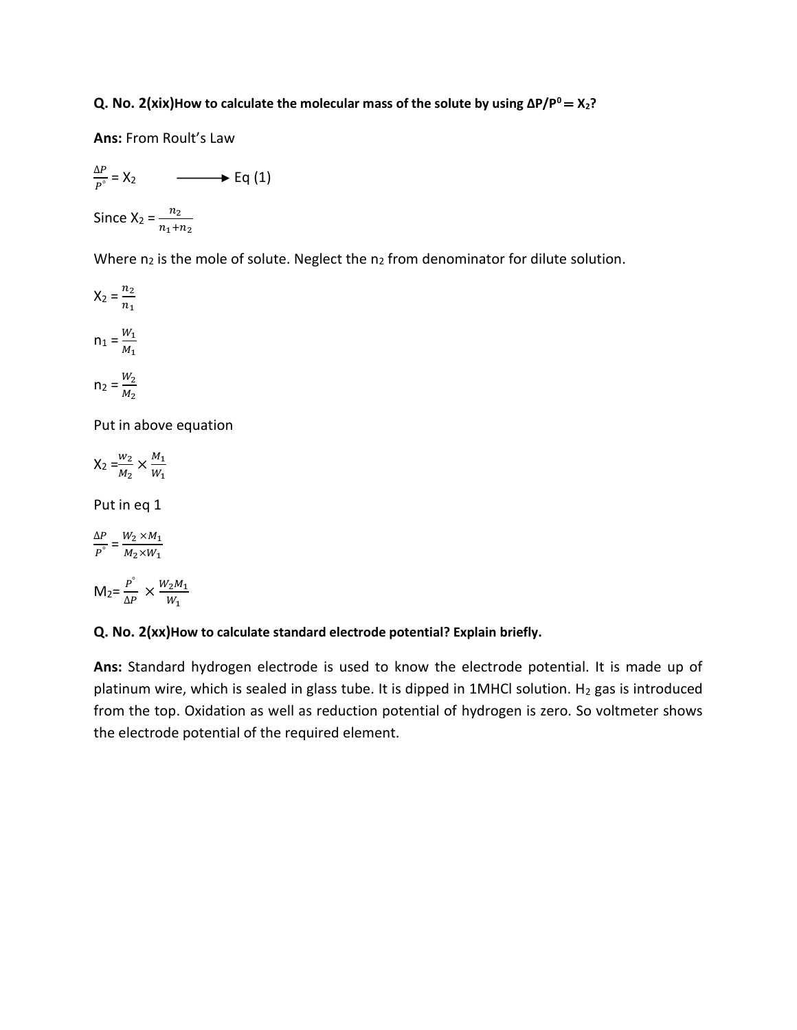**Q. No. 2(xix)How to calculate the molecular mass of the solute by using $\Delta P/P^0 = X_2$?**

**Ans:** From Roult's Law

$$\frac{\Delta P}{P^\circ} = X_2 \longrightarrow \text{Eq (1)}$$

Since $X_2 = \frac{n_2}{n_1+n_2}$

Where $n_2$ is the mole of solute. Neglect the $n_2$ from denominator for dilute solution.

$$X_2 = \frac{n_2}{n_1}$$

$$n_1 = \frac{W_1}{M_1}$$

$$n_2 = \frac{W_2}{M_2}$$

Put in above equation

$$X_2 = \frac{W_2}{M_2} \times \frac{M_1}{W_1}$$

Put in eq 1

$$\frac{\Delta P}{P^\circ} = \frac{W_2 \times M_1}{M_2 \times W_1}$$

$$M_2 = \frac{P^\circ}{\Delta P} \times \frac{W_2 M_1}{W_1}$$

**Q. No. 2(xx)How to calculate standard electrode potential? Explain briefly.**

**Ans:** Standard hydrogen electrode is used to know the electrode potential. It is made up of platinum wire, which is sealed in glass tube. It is dipped in 1MHCl solution. $H_2$ gas is introduced from the top. Oxidation as well as reduction potential of hydrogen is zero. So voltmeter shows the electrode potential of the required element.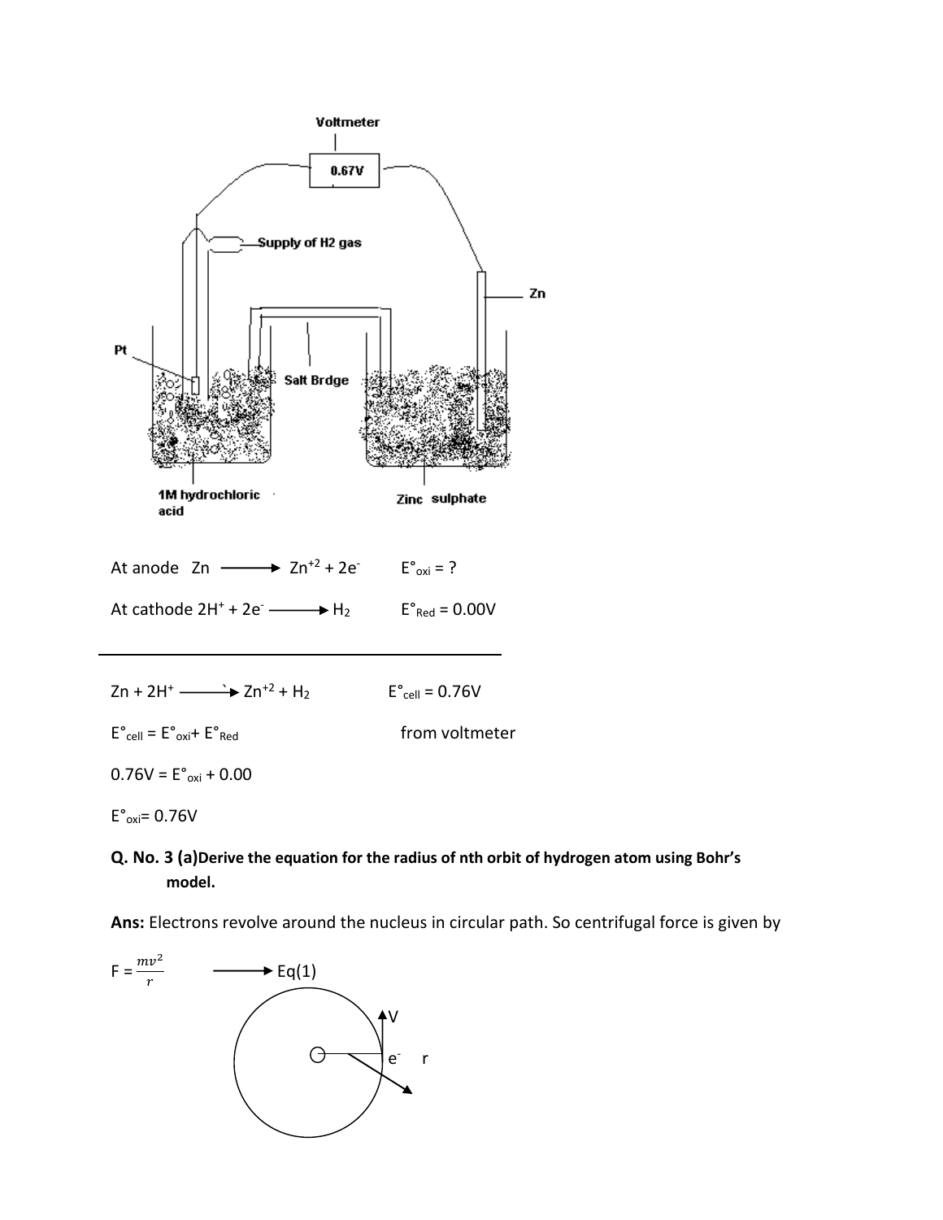At anode Zn $\longrightarrow$ $Zn^{+2} + 2e^-$ $\quad$ $E^\circ_{oxi} = ?$

At cathode $2H^+ + 2e^- \longrightarrow H_2$ $\quad$ $E^\circ_{Red} = 0.00V$

---

$Zn + 2H^+ \longrightarrow Zn^{+2} + H_2$ $\quad$ $E^\circ_{cell} = 0.76V$

$E^\circ_{cell} = E^\circ_{oxi} + E^\circ_{Red}$ $\quad$ from voltmeter

$0.76V = E^\circ_{oxi} + 0.00$

$E^\circ_{oxi} = 0.76V$

**Q. No. 3 (a) Derive the equation for the radius of nth orbit of hydrogen atom using Bohr's model.**

**Ans:** Electrons revolve around the nucleus in circular path. So centrifugal force is given by

$$F = \frac{mv^2}{r} \longrightarrow \text{Eq(1)}$$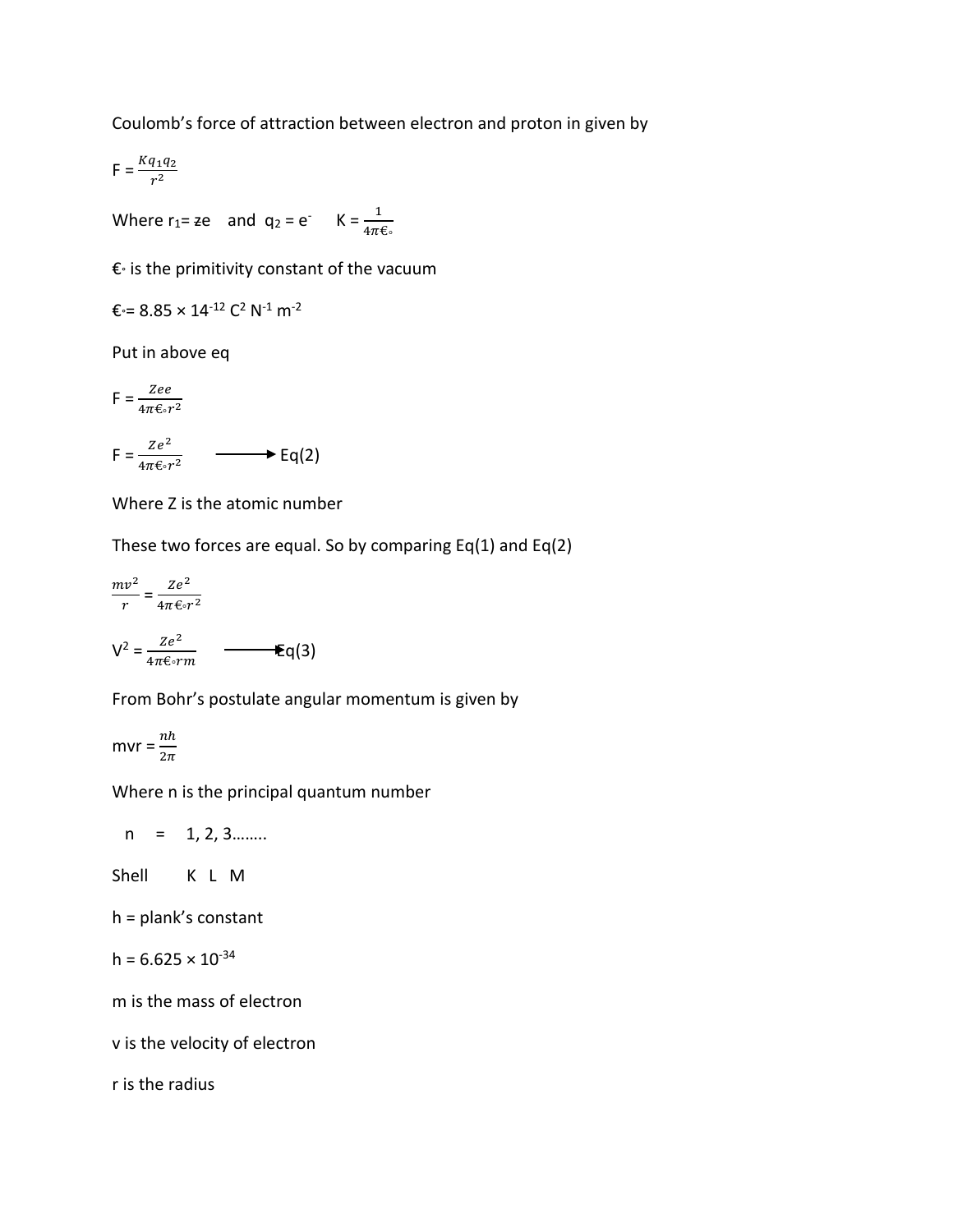Coulomb's force of attraction between electron and proton in given by

$$F = \frac{Kq_1q_2}{r^2}$$

Where $r_1$= ~~z~~e and $q_2 = e^-$ $K = \frac{1}{4\pi€_\circ}$

$€_\circ$ is the primitivity constant of the vacuum

$€_\circ = 8.85 \times 14^{-12}$ $C^2$ $N^{-1}$ $m^{-2}$

Put in above eq

$$F = \frac{Zee}{4\pi€_\circ r^2}$$

$$F = \frac{Ze^2}{4\pi€_\circ r^2} \longrightarrow \text{Eq(2)}$$

Where Z is the atomic number

These two forces are equal. So by comparing Eq(1) and Eq(2)

$$\frac{mv^2}{r} = \frac{Ze^2}{4\pi€_\circ r^2}$$

$$V^2 = \frac{Ze^2}{4\pi€_\circ rm} \longrightarrow \text{Eq(3)}$$

From Bohr's postulate angular momentum is given by

$$mvr = \frac{nh}{2\pi}$$

Where n is the principal quantum number

n = 1, 2, 3……..

Shell K L M

h = plank's constant

$h = 6.625 \times 10^{-34}$

m is the mass of electron

v is the velocity of electron

r is the radius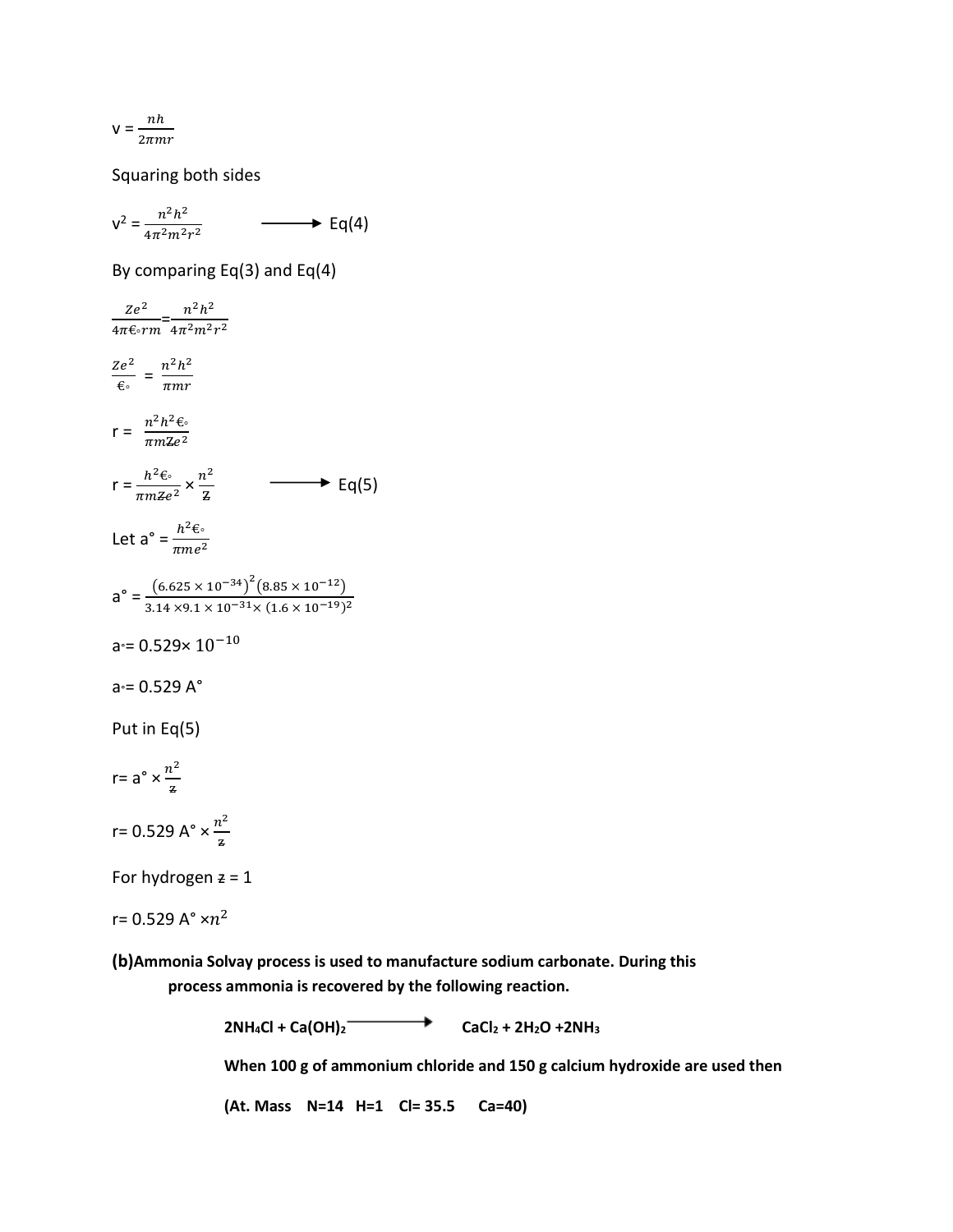$$v = \frac{nh}{2\pi mr}$$

Squaring both sides

$$v^2 = \frac{n^2h^2}{4\pi^2m^2r^2} \longrightarrow \text{Eq(4)}$$

By comparing Eq(3) and Eq(4)

$$\frac{Ze^2}{4\pi\epsilon_\circ rm} = \frac{n^2h^2}{4\pi^2m^2r^2}$$

$$\frac{Ze^2}{\epsilon_\circ} = \frac{n^2h^2}{\pi mr}$$

$$r = \frac{n^2h^2\epsilon_\circ}{\pi mZe^2}$$

$$r = \frac{h^2\epsilon_\circ}{\pi mZe^2} \times \frac{n^2}{Z} \longrightarrow \text{Eq(5)}$$

Let $a° = \frac{h^2\epsilon_\circ}{\pi me^2}$

$$a° = \frac{(6.625 \times 10^{-34})^2(8.85 \times 10^{-12})}{3.14 \times 9.1 \times 10^{-31} \times (1.6 \times 10^{-19})^2}$$

$a_\circ = 0.529 \times 10^{-10}$

$a_\circ = 0.529$ A°

Put in Eq(5)

$$r = a° \times \frac{n^2}{Z}$$

$$r = 0.529 \text{ A°} \times \frac{n^2}{Z}$$

For hydrogen $Z = 1$

$r = 0.529$ A° $\times n^2$

**(b) Ammonia Solvay process is used to manufacture sodium carbonate. During this process ammonia is recovered by the following reaction.**

$$2NH_4Cl + Ca(OH)_2 \longrightarrow CaCl_2 + 2H_2O + 2NH_3$$

**When 100 g of ammonium chloride and 150 g calcium hydroxide are used then**

**(At. Mass N=14 H=1 Cl= 35.5 Ca=40)**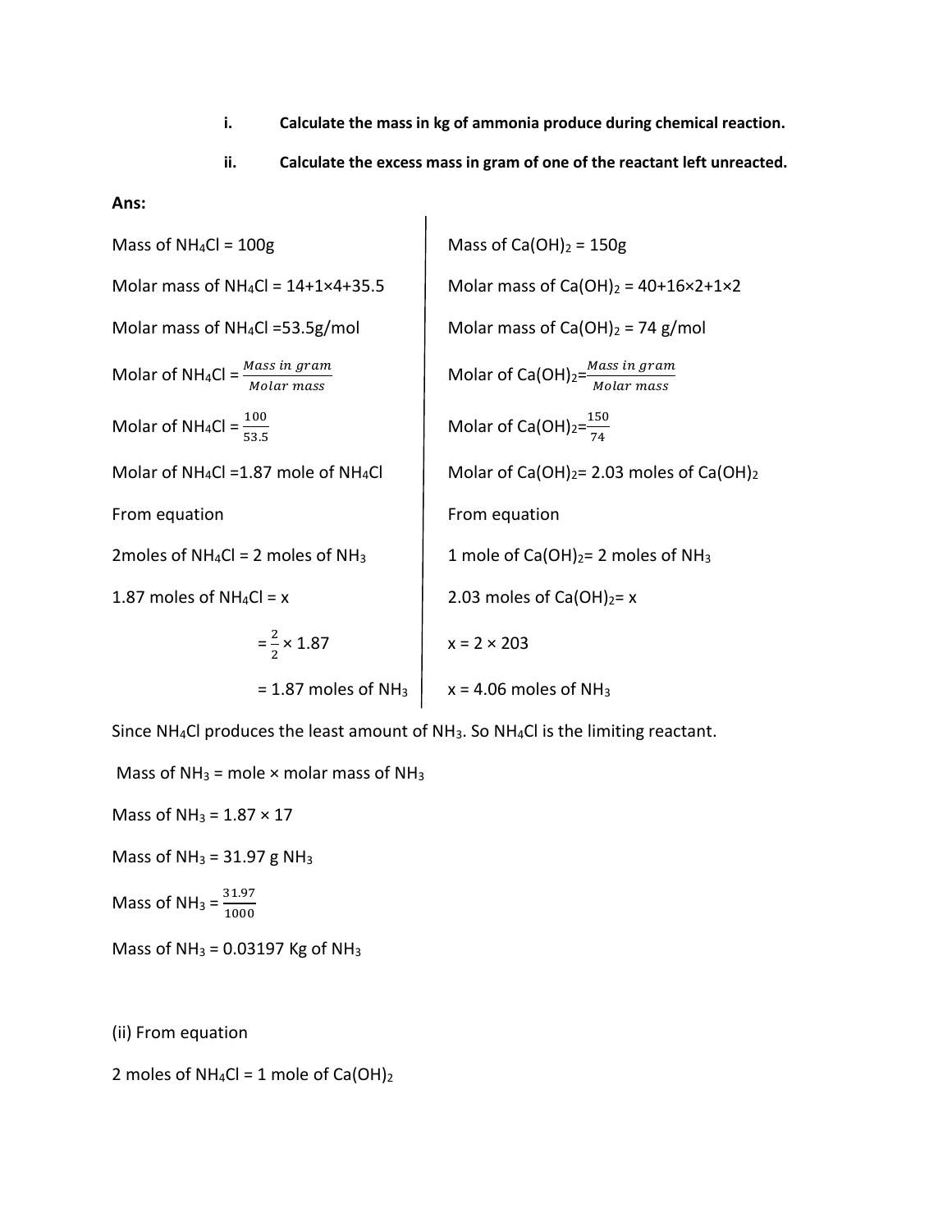i. **Calculate the mass in kg of ammonia produce during chemical reaction.**

ii. **Calculate the excess mass in gram of one of the reactant left unreacted.**

**Ans:**

Mass of $NH_4Cl$ = 100g

Molar mass of $NH_4Cl$ = 14+1×4+35.5

Molar mass of $NH_4Cl$ =53.5g/mol

Molar of $NH_4Cl$ = $\frac{Mass\ in\ gram}{Molar\ mass}$

Molar of $NH_4Cl$ = $\frac{100}{53.5}$

Molar of $NH_4Cl$ =1.87 mole of $NH_4Cl$

From equation

2moles of $NH_4Cl$ = 2 moles of $NH_3$

1.87 moles of $NH_4Cl$ = x

$= \frac{2}{2} \times 1.87$

= 1.87 moles of $NH_3$

Mass of $Ca(OH)_2$ = 150g

Molar mass of $Ca(OH)_2$ = 40+16×2+1×2

Molar mass of $Ca(OH)_2$ = 74 g/mol

Molar of $Ca(OH)_2$=$\frac{Mass\ in\ gram}{Molar\ mass}$

Molar of $Ca(OH)_2$=$\frac{150}{74}$

Molar of $Ca(OH)_2$= 2.03 moles of $Ca(OH)_2$

From equation

1 mole of $Ca(OH)_2$= 2 moles of $NH_3$

2.03 moles of $Ca(OH)_2$= x

x = 2 × 203

x = 4.06 moles of $NH_3$

Since $NH_4Cl$ produces the least amount of $NH_3$. So $NH_4Cl$ is the limiting reactant.

Mass of $NH_3$ = mole × molar mass of $NH_3$

Mass of $NH_3$ = 1.87 × 17

Mass of $NH_3$ = 31.97 g $NH_3$

Mass of $NH_3$ = $\frac{31.97}{1000}$

Mass of $NH_3$ = 0.03197 Kg of $NH_3$

(ii) From equation

2 moles of $NH_4Cl$ = 1 mole of $Ca(OH)_2$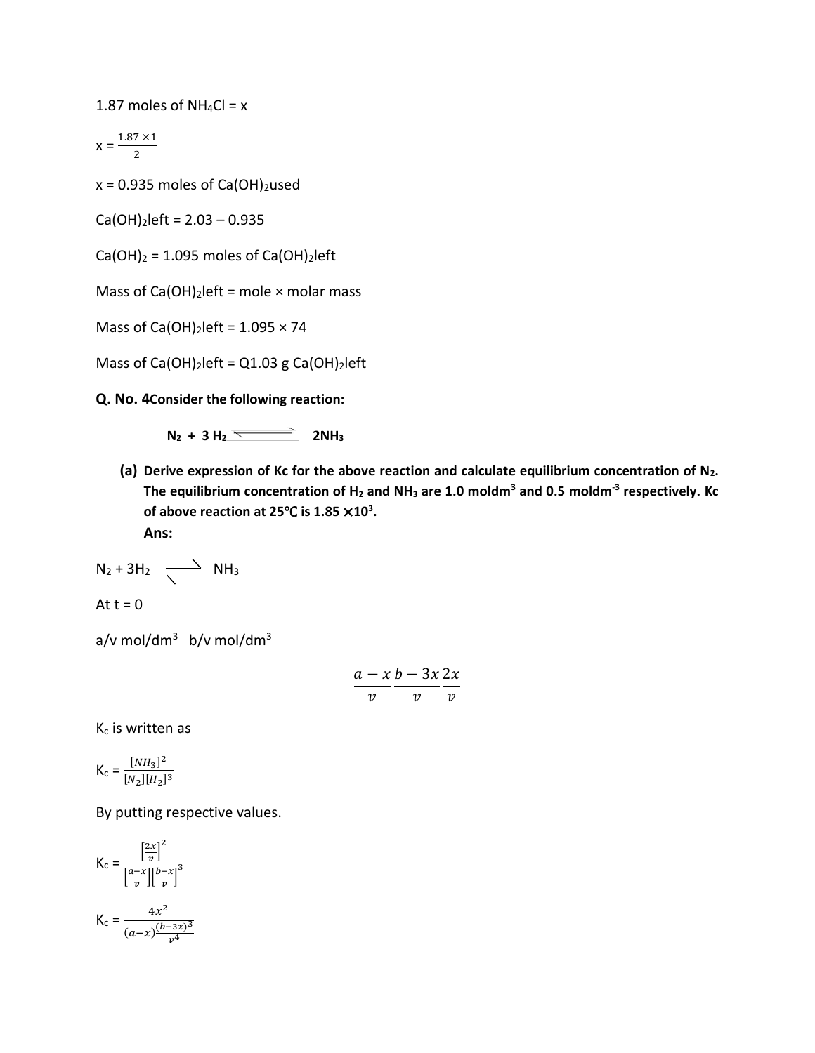1.87 moles of $NH_4Cl$ = x

$$x = \frac{1.87 \times 1}{2}$$

x = 0.935 moles of $Ca(OH)_2$used

$Ca(OH)_2$left = 2.03 – 0.935

$Ca(OH)_2$ = 1.095 moles of $Ca(OH)_2$left

Mass of $Ca(OH)_2$left = mole × molar mass

Mass of $Ca(OH)_2$left = 1.095 × 74

Mass of $Ca(OH)_2$left = Q1.03 g $Ca(OH)_2$left

**Q. No. 4Consider the following reaction:**

$$N_2 + 3H_2 \rightleftharpoons 2NH_3$$

**(a) Derive expression of Kc for the above reaction and calculate equilibrium concentration of $N_2$. The equilibrium concentration of $H_2$ and $NH_3$ are 1.0 moldm$^3$ and 0.5 moldm$^{-3}$ respectively. Kc of above reaction at 25°C is 1.85 ×10$^3$.**

**Ans:**

$$N_2 + 3H_2 \rightleftharpoons NH_3$$

At t = 0

a/v mol/dm$^3$ b/v mol/dm$^3$

$$\frac{a-x}{v}\frac{b-3x}{v}\frac{2x}{v}$$

$K_c$ is written as

$$K_c = \frac{[NH_3]^2}{[N_2][H_2]^3}$$

By putting respective values.

$$K_c = \frac{\left[\frac{2x}{v}\right]^2}{\left[\frac{a-x}{v}\right]\left[\frac{b-x}{v}\right]^3}$$

$$K_c = \frac{4x^2}{(a-x)\frac{(b-3x)^3}{v^4}}$$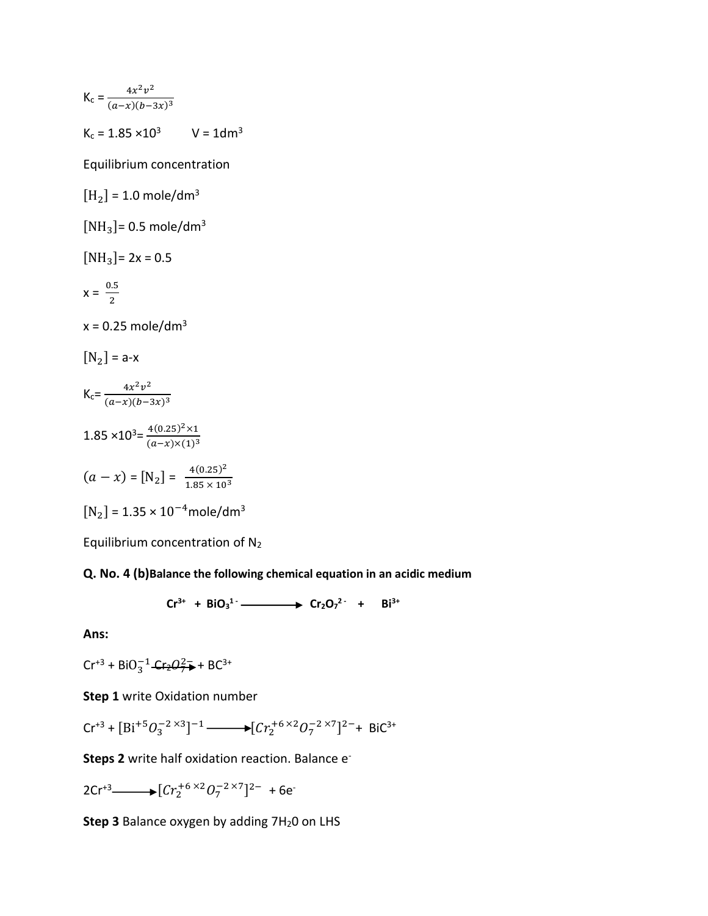$K_c = \frac{4x^2v^2}{(a-x)(b-3x)^3}$

$K_c = 1.85 \times 10^3$ $V = 1dm^3$

Equilibrium concentration

$[H_2]$ = 1.0 mole/dm$^3$

$[NH_3]$= 0.5 mole/dm$^3$

$[NH_3]$= 2x = 0.5

x = $\frac{0.5}{2}$

x = 0.25 mole/dm$^3$

$[N_2]$ = a-x

$K_c = \frac{4x^2v^2}{(a-x)(b-3x)^3}$

$1.85 \times 10^3 = \frac{4(0.25)^2 \times 1}{(a-x)\times(1)^3}$

$(a-x) = [N_2] = \frac{4(0.25)^2}{1.85 \times 10^3}$

$[N_2] = 1.35 \times 10^{-4}$mole/dm$^3$

Equilibrium concentration of $N_2$

**Q. No. 4 (b)Balance the following chemical equation in an acidic medium**

$$Cr^{3+} + BiO_3^{1-} \longrightarrow Cr_2O_7^{2-} + Bi^{3+}$$

**Ans:**

$Cr^{+3} + BiO_3^{-1}$ ~~$Cr_2O_7^{2-}$~~ $\rightarrow$ + $BC^{3+}$

**Step 1** write Oxidation number

$Cr^{+3} + [Bi^{+5}O_3^{-2\times3}]^{-1} \longrightarrow [Cr_2^{+6\times2}O_7^{-2\times7}]^{2-} + BiC^{3+}$

**Steps 2** write half oxidation reaction. Balance e$^-$

$2Cr^{+3} \longrightarrow [Cr_2^{+6\times2}O_7^{-2\times7}]^{2-} + 6e^-$

**Step 3** Balance oxygen by adding $7H_2O$ on LHS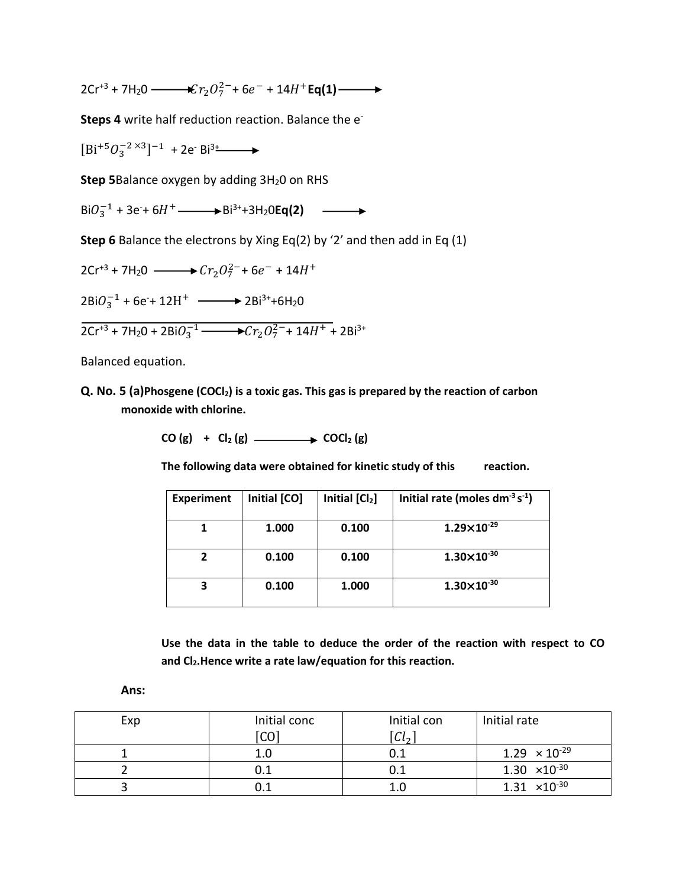$2Cr^{+3} + 7H_2O \longrightarrow Cr_2O_7^{2-} + 6e^- + 14H^+$ **Eq(1)** $\longrightarrow$

**Steps 4** write half reduction reaction. Balance the $e^-$

$[Bi^{+5}O_3^{-2\times3}]^{-1} + 2e^- \; Bi^{3+} \longrightarrow$

**Step 5**Balance oxygen by adding $3H_2O$ on RHS

$BiO_3^{-1} + 3e^- + 6H^+ \longrightarrow Bi^{3+} + 3H_2O$ **Eq(2)** $\longrightarrow$

**Step 6** Balance the electrons by Xing Eq(2) by '2' and then add in Eq (1)

$2Cr^{+3} + 7H_2O \longrightarrow Cr_2O_7^{2-} + 6e^- + 14H^+$

$2BiO_3^{-1} + 6e^- + 12H^+ \longrightarrow 2Bi^{3+} + 6H_2O$

$2Cr^{+3} + 7H_2O + 2BiO_3^{-1} \longrightarrow Cr_2O_7^{2-} + 14H^+ + 2Bi^{3+}$

Balanced equation.

**Q. No. 5 (a)Phosgene ($COCl_2$) is a toxic gas. This gas is prepared by the reaction of carbon monoxide with chlorine.**

$$CO\,(g) + Cl_2\,(g) \longrightarrow COCl_2\,(g)$$

**The following data were obtained for kinetic study of this reaction.**

| Experiment | Initial [CO] | Initial [$Cl_2$] | Initial rate (moles $dm^{-3}\,s^{-1}$) |
|---|---|---|---|
| 1 | 1.000 | 0.100 | $1.29\times10^{-29}$ |
| 2 | 0.100 | 0.100 | $1.30\times10^{-30}$ |
| 3 | 0.100 | 1.000 | $1.30\times10^{-30}$ |

**Use the data in the table to deduce the order of the reaction with respect to CO and $Cl_2$.Hence write a rate law/equation for this reaction.**

**Ans:**

| Exp | Initial conc [CO] | Initial con [$Cl_2$] | Initial rate |
|---|---|---|---|
| 1 | 1.0 | 0.1 | $1.29 \times 10^{-29}$ |
| 2 | 0.1 | 0.1 | $1.30 \times10^{-30}$ |
| 3 | 0.1 | 1.0 | $1.31 \times10^{-30}$ |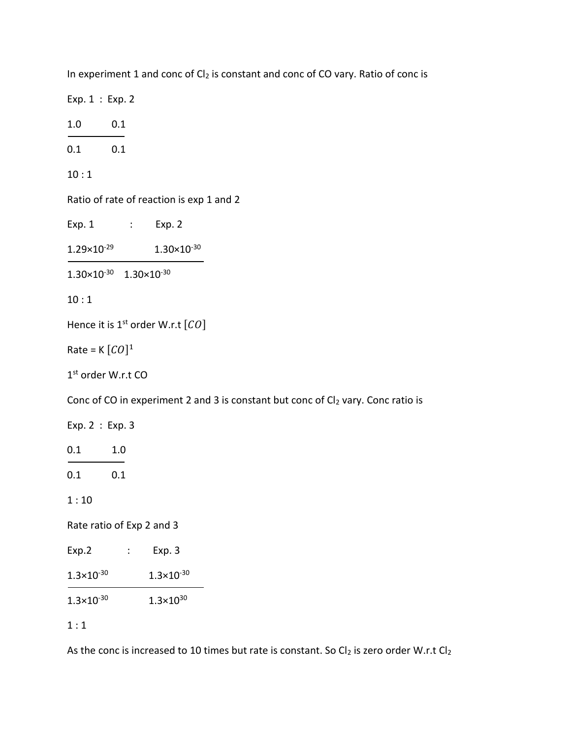In experiment 1 and conc of $Cl_2$ is constant and conc of CO vary. Ratio of conc is

Exp. 1 : Exp. 2

$$\frac{1.0}{0.1} \quad \frac{0.1}{0.1}$$

10 : 1

Ratio of rate of reaction is exp 1 and 2

Exp. 1 : Exp. 2

$$\frac{1.29\times10^{-29}}{1.30\times10^{-30}} \quad \frac{1.30\times10^{-30}}{1.30\times10^{-30}}$$

10 : 1

Hence it is 1[st] order W.r.t $[CO]$

Rate = K $[CO]^1$

1[st] order W.r.t CO

Conc of CO in experiment 2 and 3 is constant but conc of $Cl_2$ vary. Conc ratio is

Exp. 2 : Exp. 3

$$\frac{0.1}{0.1} \quad \frac{1.0}{0.1}$$

1 : 10

Rate ratio of Exp 2 and 3

Exp.2 : Exp. 3

$$\frac{1.3\times10^{-30}}{1.3\times10^{-30}} \quad \frac{1.3\times10^{-30}}{1.3\times10^{30}}$$

1 : 1

As the conc is increased to 10 times but rate is constant. So $Cl_2$ is zero order W.r.t $Cl_2$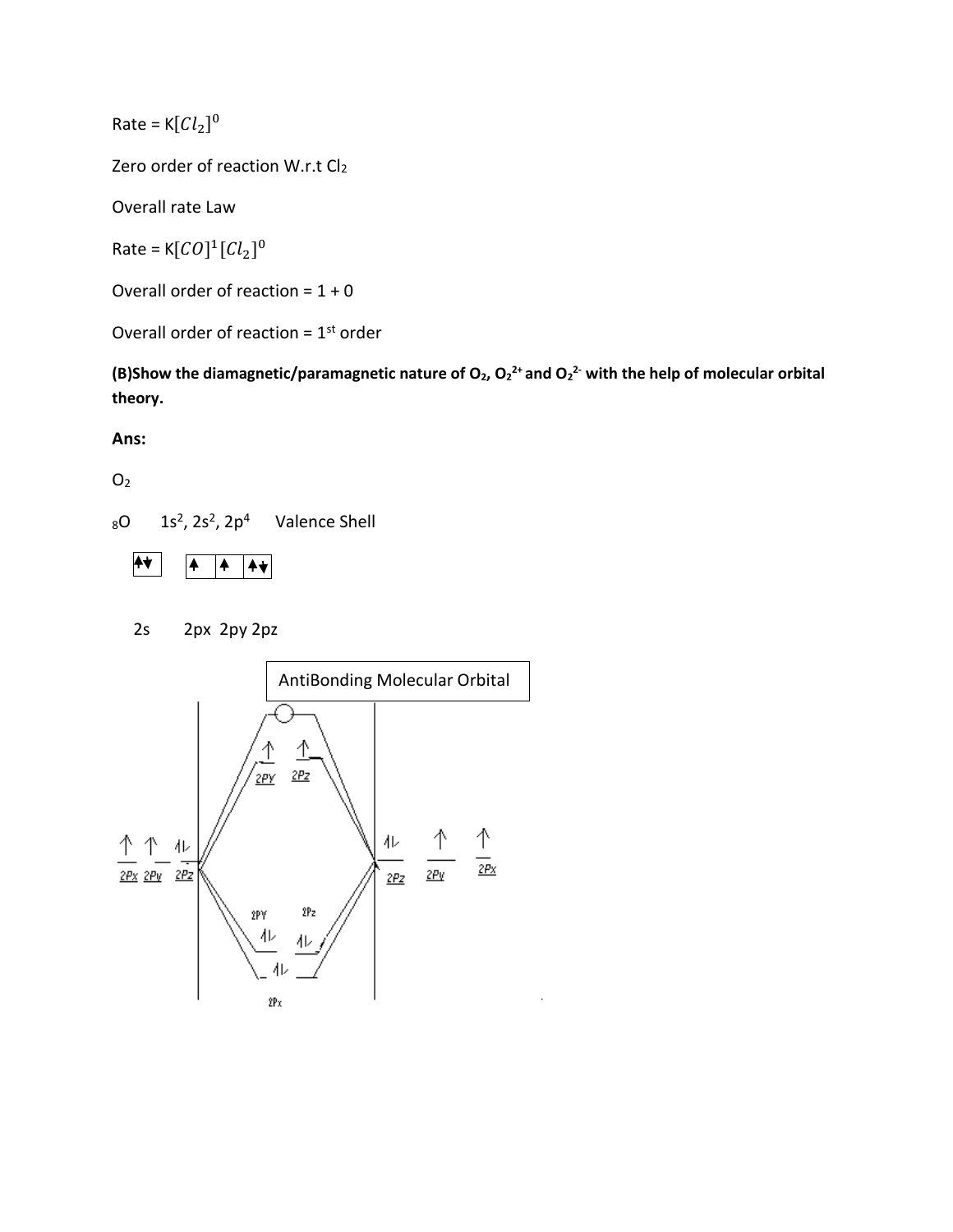Rate = $K[Cl_2]^0$

Zero order of reaction W.r.t $Cl_2$

Overall rate Law

Rate = $K[CO]^1[Cl_2]^0$

Overall order of reaction = 1 + 0

Overall order of reaction = 1st order

**(B)Show the diamagnetic/paramagnetic nature of $O_2$, $O_2^{2+}$ and $O_2^{2-}$ with the help of molecular orbital theory.**

**Ans:**

$O_2$

${}_8O$ $1s^2, 2s^2, 2p^4$ Valence Shell

2s 2px 2py 2pz

AntiBonding Molecular Orbital

2PY 2Pz

2Px 2Py 2Pz

2Pz 2Py 2Px

2PY 2Pz

2Px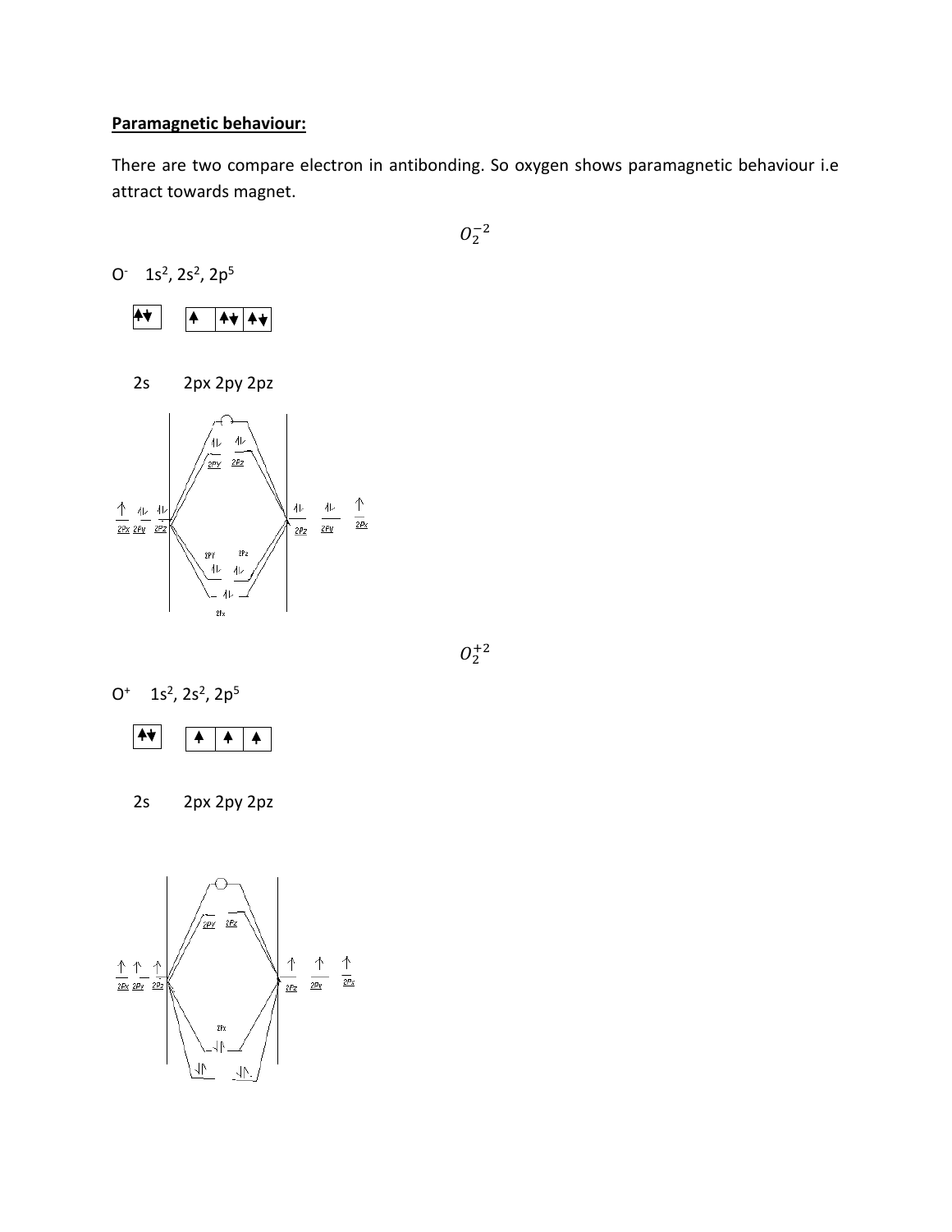**Paramagnetic behaviour:**

There are two compare electron in antibonding. So oxygen shows paramagnetic behaviour i.e attract towards magnet.

$O_2^{-2}$

$O^-$ $1s^2, 2s^2, 2p^5$

2s 2px 2py 2pz

2PY 2Pz

2Px 2Py 2Pz

2Pz 2Py 2Px

2PY 2Pz

2Px

$O_2^{+2}$

$O^+$ $1s^2, 2s^2, 2p^5$

2s 2px 2py 2pz

2PY 2Pz

2Px 2Py 2Pz

2Pz 2Py 2Px

2Px